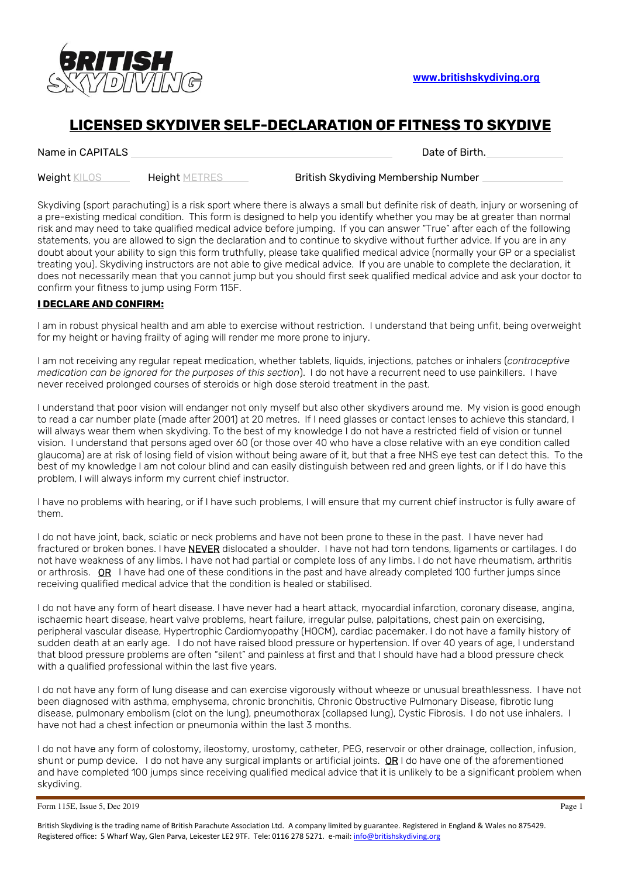www.britishskydiving.org

# LICENSED SKYDIVER SELF-DECLARATION OF FITNESS TO SKYDIVE

Name in CAPITALS ______________________________ Date of Birth. ____________

Weight KILOS ______ Height METRES ______ British Skydiving Membership Number ____________

Skydiving (sport parachuting) is a risk sport where there is always a small but definite risk of death, injury or worsening of a pre-existing medical condition. This form is designed to help you identify whether you may be at greater than normal risk and may need to take qualified medical advice before jumping. If you can answer "True" after each of the following statements, you are allowed to sign the declaration and to continue to skydive without further advice. If you are in any doubt about your ability to sign this form truthfully, please take qualified medical advice (normally your GP or a specialist treating you). Skydiving instructors are not able to give medical advice. If you are unable to complete the declaration, it does not necessarily mean that you cannot jump but you should first seek qualified medical advice and ask your doctor to confirm your fitness to jump using Form 115F.

**I DECLARE AND CONFIRM:**

I am in robust physical health and am able to exercise without restriction. I understand that being unfit, being overweight for my height or having frailty of aging will render me more prone to injury.

I am not receiving any regular repeat medication, whether tablets, liquids, injections, patches or inhalers (*contraceptive medication can be ignored for the purposes of this section*). I do not have a recurrent need to use painkillers. I have never received prolonged courses of steroids or high dose steroid treatment in the past.

I understand that poor vision will endanger not only myself but also other skydivers around me. My vision is good enough to read a car number plate (made after 2001) at 20 metres. If I need glasses or contact lenses to achieve this standard, I will always wear them when skydiving. To the best of my knowledge I do not have a restricted field of vision or tunnel vision. I understand that persons aged over 60 (or those over 40 who have a close relative with an eye condition called glaucoma) are at risk of losing field of vision without being aware of it, but that a free NHS eye test can detect this. To the best of my knowledge I am not colour blind and can easily distinguish between red and green lights, or if I do have this problem, I will always inform my current chief instructor.

I have no problems with hearing, or if I have such problems, I will ensure that my current chief instructor is fully aware of them.

I do not have joint, back, sciatic or neck problems and have not been prone to these in the past. I have never had fractured or broken bones. I have NEVER dislocated a shoulder. I have not had torn tendons, ligaments or cartilages. I do not have weakness of any limbs. I have not had partial or complete loss of any limbs. I do not have rheumatism, arthritis or arthrosis. OR I have had one of these conditions in the past and have already completed 100 further jumps since receiving qualified medical advice that the condition is healed or stabilised.

I do not have any form of heart disease. I have never had a heart attack, myocardial infarction, coronary disease, angina, ischaemic heart disease, heart valve problems, heart failure, irregular pulse, palpitations, chest pain on exercising, peripheral vascular disease, Hypertrophic Cardiomyopathy (HOCM), cardiac pacemaker. I do not have a family history of sudden death at an early age. I do not have raised blood pressure or hypertension. If over 40 years of age, I understand that blood pressure problems are often "silent" and painless at first and that I should have had a blood pressure check with a qualified professional within the last five years.

I do not have any form of lung disease and can exercise vigorously without wheeze or unusual breathlessness. I have not been diagnosed with asthma, emphysema, chronic bronchitis, Chronic Obstructive Pulmonary Disease, fibrotic lung disease, pulmonary embolism (clot on the lung), pneumothorax (collapsed lung), Cystic Fibrosis. I do not use inhalers. I have not had a chest infection or pneumonia within the last 3 months.

I do not have any form of colostomy, ileostomy, urostomy, catheter, PEG, reservoir or other drainage, collection, infusion, shunt or pump device. I do not have any surgical implants or artificial joints. OR I do have one of the aforementioned and have completed 100 jumps since receiving qualified medical advice that it is unlikely to be a significant problem when skydiving.

Form 115E, Issue 5, Dec 2019

British Skydiving is the trading name of British Parachute Association Ltd. A company limited by guarantee. Registered in England & Wales no 875429. Registered office: 5 Wharf Way, Glen Parva, Leicester LE2 9TF. Tele: 0116 278 5271. e-mail: info@britishskydiving.org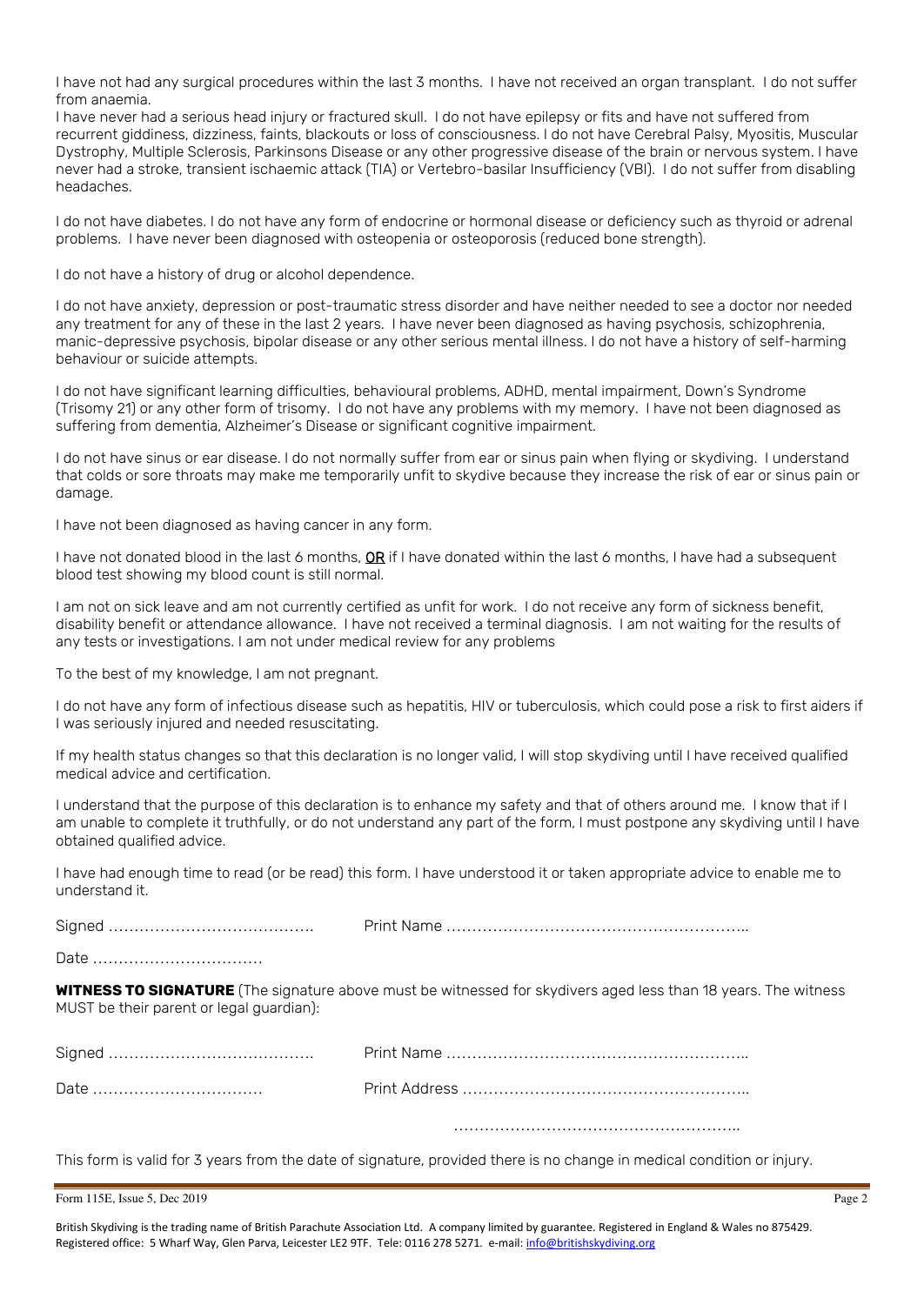I have not had any surgical procedures within the last 3 months. I have not received an organ transplant. I do not suffer from anaemia.

I have never had a serious head injury or fractured skull. I do not have epilepsy or fits and have not suffered from recurrent giddiness, dizziness, faints, blackouts or loss of consciousness. I do not have Cerebral Palsy, Myositis, Muscular Dystrophy, Multiple Sclerosis, Parkinsons Disease or any other progressive disease of the brain or nervous system. I have never had a stroke, transient ischaemic attack (TIA) or Vertebro-basilar Insufficiency (VBI). I do not suffer from disabling headaches.

I do not have diabetes. I do not have any form of endocrine or hormonal disease or deficiency such as thyroid or adrenal problems. I have never been diagnosed with osteopenia or osteoporosis (reduced bone strength).

I do not have a history of drug or alcohol dependence.

I do not have anxiety, depression or post-traumatic stress disorder and have neither needed to see a doctor nor needed any treatment for any of these in the last 2 years. I have never been diagnosed as having psychosis, schizophrenia, manic-depressive psychosis, bipolar disease or any other serious mental illness. I do not have a history of self-harming behaviour or suicide attempts.

I do not have significant learning difficulties, behavioural problems, ADHD, mental impairment, Down's Syndrome (Trisomy 21) or any other form of trisomy. I do not have any problems with my memory. I have not been diagnosed as suffering from dementia, Alzheimer's Disease or significant cognitive impairment.

I do not have sinus or ear disease. I do not normally suffer from ear or sinus pain when flying or skydiving. I understand that colds or sore throats may make me temporarily unfit to skydive because they increase the risk of ear or sinus pain or damage.

I have not been diagnosed as having cancer in any form.

I have not donated blood in the last 6 months, OR if I have donated within the last 6 months, I have had a subsequent blood test showing my blood count is still normal.

I am not on sick leave and am not currently certified as unfit for work. I do not receive any form of sickness benefit, disability benefit or attendance allowance. I have not received a terminal diagnosis. I am not waiting for the results of any tests or investigations. I am not under medical review for any problems

To the best of my knowledge, I am not pregnant.

I do not have any form of infectious disease such as hepatitis, HIV or tuberculosis, which could pose a risk to first aiders if I was seriously injured and needed resuscitating.

If my health status changes so that this declaration is no longer valid, I will stop skydiving until I have received qualified medical advice and certification.

I understand that the purpose of this declaration is to enhance my safety and that of others around me. I know that if I am unable to complete it truthfully, or do not understand any part of the form, I must postpone any skydiving until I have obtained qualified advice.

I have had enough time to read (or be read) this form. I have understood it or taken appropriate advice to enable me to understand it.

Signed ………………………………….  Print Name …………………………………………………..

Date ……………………………

**WITNESS TO SIGNATURE** (The signature above must be witnessed for skydivers aged less than 18 years. The witness MUST be their parent or legal guardian):

Signed ………………………………….  Print Name …………………………………………………..

Date ……………………………  Print Address ………………………………………………..

………………………………………………..

This form is valid for 3 years from the date of signature, provided there is no change in medical condition or injury.

Form 115E, Issue 5, Dec 2019

British Skydiving is the trading name of British Parachute Association Ltd. A company limited by guarantee. Registered in England & Wales no 875429. Registered office: 5 Wharf Way, Glen Parva, Leicester LE2 9TF. Tele: 0116 278 5271. e-mail: info@britishskydiving.org